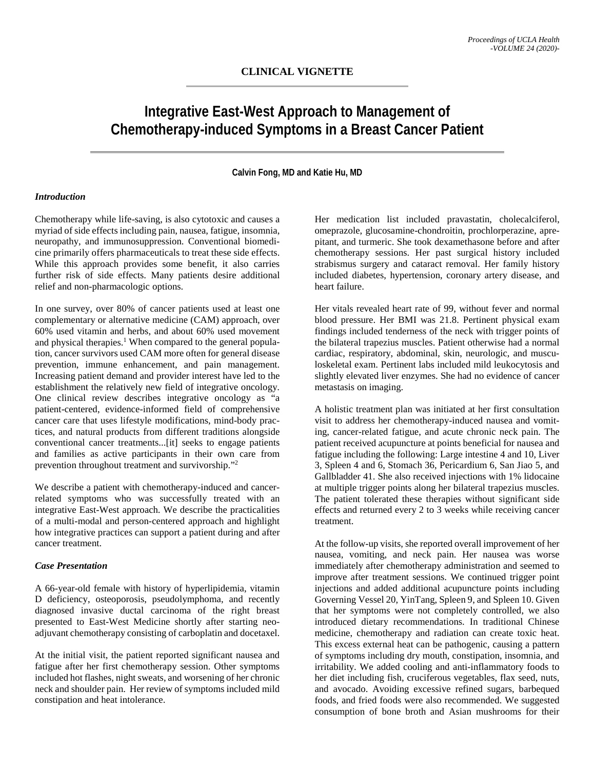**CLINICAL VIGNETTE**

# Integrative East-West Approach to Management of Chemotherapy-induced Symptoms in a Breast Cancer Patient

**Calvin Fong, MD and Katie Hu, MD**

### *Introduction*

Chemotherapy while life-saving, is also cytotoxic and causes a myriad of side effects including pain, nausea, fatigue, insomnia, neuropathy, and immunosuppression. Conventional biomedicine primarily offers pharmaceuticals to treat these side effects. While this approach provides some benefit, it also carries further risk of side effects. Many patients desire additional relief and non-pharmacologic options.

In one survey, over 80% of cancer patients used at least one complementary or alternative medicine (CAM) approach, over 60% used vitamin and herbs, and about 60% used movement and physical therapies.[1] When compared to the general population, cancer survivors used CAM more often for general disease prevention, immune enhancement, and pain management. Increasing patient demand and provider interest have led to the establishment the relatively new field of integrative oncology. One clinical review describes integrative oncology as "a patient-centered, evidence-informed field of comprehensive cancer care that uses lifestyle modifications, mind-body practices, and natural products from different traditions alongside conventional cancer treatments...[it] seeks to engage patients and families as active participants in their own care from prevention throughout treatment and survivorship."[2]

We describe a patient with chemotherapy-induced and cancer-related symptoms who was successfully treated with an integrative East-West approach. We describe the practicalities of a multi-modal and person-centered approach and highlight how integrative practices can support a patient during and after cancer treatment.

### *Case Presentation*

A 66-year-old female with history of hyperlipidemia, vitamin D deficiency, osteoporosis, pseudolymphoma, and recently diagnosed invasive ductal carcinoma of the right breast presented to East-West Medicine shortly after starting neo-adjuvant chemotherapy consisting of carboplatin and docetaxel.

At the initial visit, the patient reported significant nausea and fatigue after her first chemotherapy session. Other symptoms included hot flashes, night sweats, and worsening of her chronic neck and shoulder pain. Her review of symptoms included mild constipation and heat intolerance.

Her medication list included pravastatin, cholecalciferol, omeprazole, glucosamine-chondroitin, prochlorperazine, aprepitant, and turmeric. She took dexamethasone before and after chemotherapy sessions. Her past surgical history included strabismus surgery and cataract removal. Her family history included diabetes, hypertension, coronary artery disease, and heart failure.

Her vitals revealed heart rate of 99, without fever and normal blood pressure. Her BMI was 21.8. Pertinent physical exam findings included tenderness of the neck with trigger points of the bilateral trapezius muscles. Patient otherwise had a normal cardiac, respiratory, abdominal, skin, neurologic, and musculoskeletal exam. Pertinent labs included mild leukocytosis and slightly elevated liver enzymes. She had no evidence of cancer metastasis on imaging.

A holistic treatment plan was initiated at her first consultation visit to address her chemotherapy-induced nausea and vomiting, cancer-related fatigue, and acute chronic neck pain. The patient received acupuncture at points beneficial for nausea and fatigue including the following: Large intestine 4 and 10, Liver 3, Spleen 4 and 6, Stomach 36, Pericardium 6, San Jiao 5, and Gallbladder 41. She also received injections with 1% lidocaine at multiple trigger points along her bilateral trapezius muscles. The patient tolerated these therapies without significant side effects and returned every 2 to 3 weeks while receiving cancer treatment.

At the follow-up visits, she reported overall improvement of her nausea, vomiting, and neck pain. Her nausea was worse immediately after chemotherapy administration and seemed to improve after treatment sessions. We continued trigger point injections and added additional acupuncture points including Governing Vessel 20, YinTang, Spleen 9, and Spleen 10. Given that her symptoms were not completely controlled, we also introduced dietary recommendations. In traditional Chinese medicine, chemotherapy and radiation can create toxic heat. This excess external heat can be pathogenic, causing a pattern of symptoms including dry mouth, constipation, insomnia, and irritability. We added cooling and anti-inflammatory foods to her diet including fish, cruciferous vegetables, flax seed, nuts, and avocado. Avoiding excessive refined sugars, barbequed foods, and fried foods were also recommended. We suggested consumption of bone broth and Asian mushrooms for their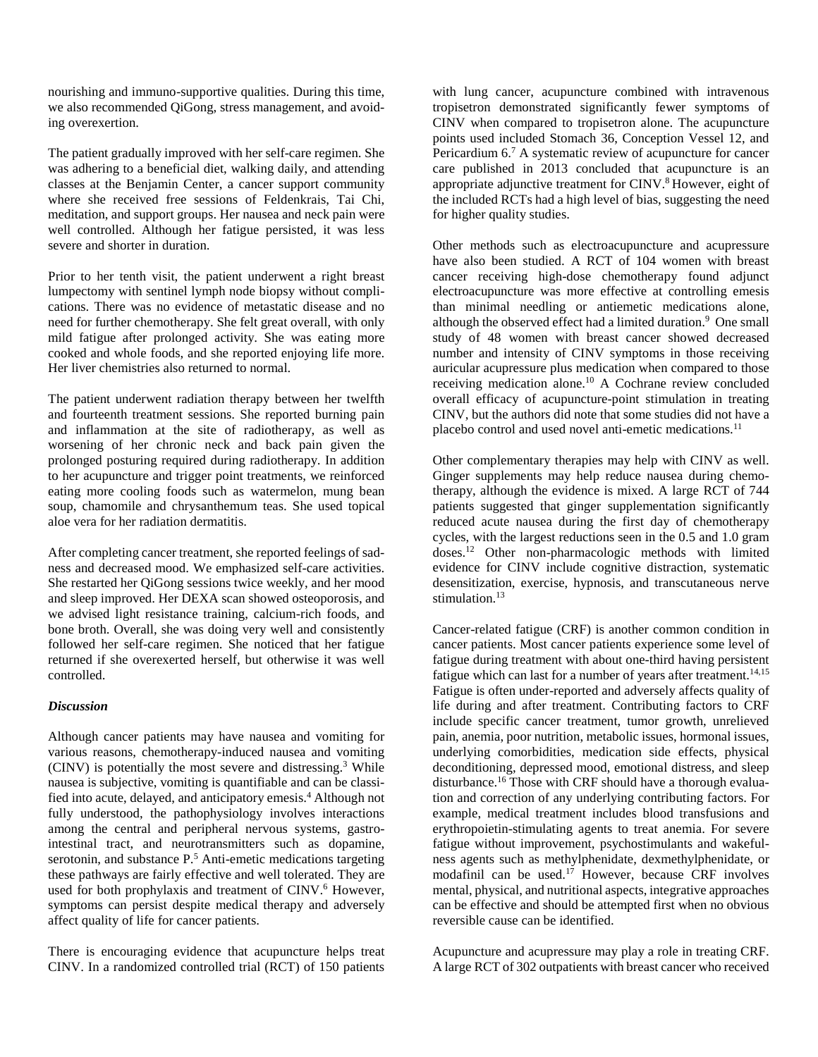nourishing and immuno-supportive qualities. During this time, we also recommended QiGong, stress management, and avoiding overexertion.

The patient gradually improved with her self-care regimen. She was adhering to a beneficial diet, walking daily, and attending classes at the Benjamin Center, a cancer support community where she received free sessions of Feldenkrais, Tai Chi, meditation, and support groups. Her nausea and neck pain were well controlled. Although her fatigue persisted, it was less severe and shorter in duration.

Prior to her tenth visit, the patient underwent a right breast lumpectomy with sentinel lymph node biopsy without complications. There was no evidence of metastatic disease and no need for further chemotherapy. She felt great overall, with only mild fatigue after prolonged activity. She was eating more cooked and whole foods, and she reported enjoying life more. Her liver chemistries also returned to normal.

The patient underwent radiation therapy between her twelfth and fourteenth treatment sessions. She reported burning pain and inflammation at the site of radiotherapy, as well as worsening of her chronic neck and back pain given the prolonged posturing required during radiotherapy. In addition to her acupuncture and trigger point treatments, we reinforced eating more cooling foods such as watermelon, mung bean soup, chamomile and chrysanthemum teas. She used topical aloe vera for her radiation dermatitis.

After completing cancer treatment, she reported feelings of sadness and decreased mood. We emphasized self-care activities. She restarted her QiGong sessions twice weekly, and her mood and sleep improved. Her DEXA scan showed osteoporosis, and we advised light resistance training, calcium-rich foods, and bone broth. Overall, she was doing very well and consistently followed her self-care regimen. She noticed that her fatigue returned if she overexerted herself, but otherwise it was well controlled.

### *Discussion*

Although cancer patients may have nausea and vomiting for various reasons, chemotherapy-induced nausea and vomiting (CINV) is potentially the most severe and distressing.[3] While nausea is subjective, vomiting is quantifiable and can be classified into acute, delayed, and anticipatory emesis.[4] Although not fully understood, the pathophysiology involves interactions among the central and peripheral nervous systems, gastrointestinal tract, and neurotransmitters such as dopamine, serotonin, and substance P.[5] Anti-emetic medications targeting these pathways are fairly effective and well tolerated. They are used for both prophylaxis and treatment of CINV.[6] However, symptoms can persist despite medical therapy and adversely affect quality of life for cancer patients.

There is encouraging evidence that acupuncture helps treat CINV. In a randomized controlled trial (RCT) of 150 patients with lung cancer, acupuncture combined with intravenous tropisetron demonstrated significantly fewer symptoms of CINV when compared to tropisetron alone. The acupuncture points used included Stomach 36, Conception Vessel 12, and Pericardium 6.[7] A systematic review of acupuncture for cancer care published in 2013 concluded that acupuncture is an appropriate adjunctive treatment for CINV.[8] However, eight of the included RCTs had a high level of bias, suggesting the need for higher quality studies.

Other methods such as electroacupuncture and acupressure have also been studied. A RCT of 104 women with breast cancer receiving high-dose chemotherapy found adjunct electroacupuncture was more effective at controlling emesis than minimal needling or antiemetic medications alone, although the observed effect had a limited duration.[9] One small study of 48 women with breast cancer showed decreased number and intensity of CINV symptoms in those receiving auricular acupressure plus medication when compared to those receiving medication alone.[10] A Cochrane review concluded overall efficacy of acupuncture-point stimulation in treating CINV, but the authors did note that some studies did not have a placebo control and used novel anti-emetic medications.[11]

Other complementary therapies may help with CINV as well. Ginger supplements may help reduce nausea during chemotherapy, although the evidence is mixed. A large RCT of 744 patients suggested that ginger supplementation significantly reduced acute nausea during the first day of chemotherapy cycles, with the largest reductions seen in the 0.5 and 1.0 gram doses.[12] Other non-pharmacologic methods with limited evidence for CINV include cognitive distraction, systematic desensitization, exercise, hypnosis, and transcutaneous nerve stimulation.[13]

Cancer-related fatigue (CRF) is another common condition in cancer patients. Most cancer patients experience some level of fatigue during treatment with about one-third having persistent fatigue which can last for a number of years after treatment.[14,15] Fatigue is often under-reported and adversely affects quality of life during and after treatment. Contributing factors to CRF include specific cancer treatment, tumor growth, unrelieved pain, anemia, poor nutrition, metabolic issues, hormonal issues, underlying comorbidities, medication side effects, physical deconditioning, depressed mood, emotional distress, and sleep disturbance.[16] Those with CRF should have a thorough evaluation and correction of any underlying contributing factors. For example, medical treatment includes blood transfusions and erythropoietin-stimulating agents to treat anemia. For severe fatigue without improvement, psychostimulants and wakefulness agents such as methylphenidate, dexmethylphenidate, or modafinil can be used.[17] However, because CRF involves mental, physical, and nutritional aspects, integrative approaches can be effective and should be attempted first when no obvious reversible cause can be identified.

Acupuncture and acupressure may play a role in treating CRF. A large RCT of 302 outpatients with breast cancer who received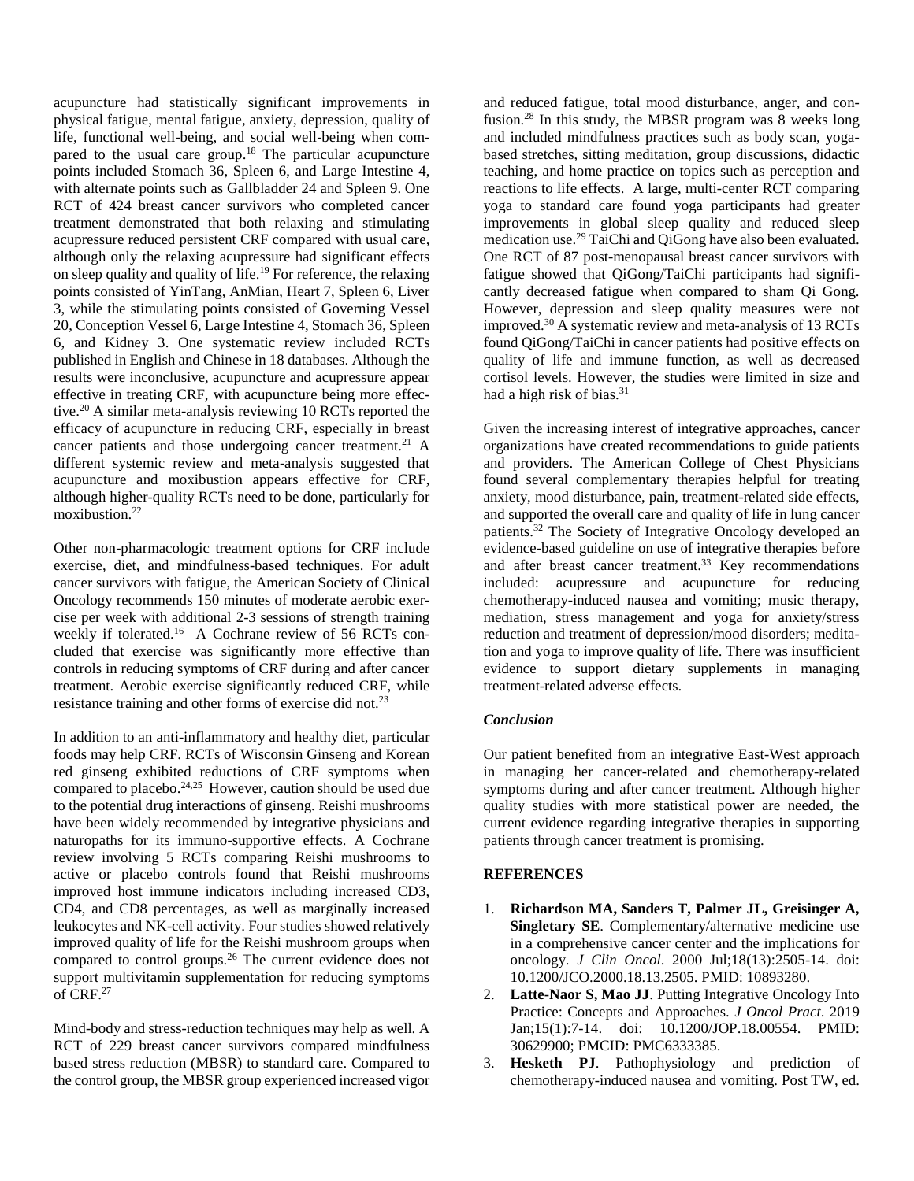acupuncture had statistically significant improvements in physical fatigue, mental fatigue, anxiety, depression, quality of life, functional well-being, and social well-being when compared to the usual care group.[18] The particular acupuncture points included Stomach 36, Spleen 6, and Large Intestine 4, with alternate points such as Gallbladder 24 and Spleen 9. One RCT of 424 breast cancer survivors who completed cancer treatment demonstrated that both relaxing and stimulating acupressure reduced persistent CRF compared with usual care, although only the relaxing acupressure had significant effects on sleep quality and quality of life.[19] For reference, the relaxing points consisted of YinTang, AnMian, Heart 7, Spleen 6, Liver 3, while the stimulating points consisted of Governing Vessel 20, Conception Vessel 6, Large Intestine 4, Stomach 36, Spleen 6, and Kidney 3. One systematic review included RCTs published in English and Chinese in 18 databases. Although the results were inconclusive, acupuncture and acupressure appear effective in treating CRF, with acupuncture being more effective.[20] A similar meta-analysis reviewing 10 RCTs reported the efficacy of acupuncture in reducing CRF, especially in breast cancer patients and those undergoing cancer treatment.[21] A different systemic review and meta-analysis suggested that acupuncture and moxibustion appears effective for CRF, although higher-quality RCTs need to be done, particularly for moxibustion.[22]

Other non-pharmacologic treatment options for CRF include exercise, diet, and mindfulness-based techniques. For adult cancer survivors with fatigue, the American Society of Clinical Oncology recommends 150 minutes of moderate aerobic exercise per week with additional 2-3 sessions of strength training weekly if tolerated.[16] A Cochrane review of 56 RCTs concluded that exercise was significantly more effective than controls in reducing symptoms of CRF during and after cancer treatment. Aerobic exercise significantly reduced CRF, while resistance training and other forms of exercise did not.[23]

In addition to an anti-inflammatory and healthy diet, particular foods may help CRF. RCTs of Wisconsin Ginseng and Korean red ginseng exhibited reductions of CRF symptoms when compared to placebo.[24,25] However, caution should be used due to the potential drug interactions of ginseng. Reishi mushrooms have been widely recommended by integrative physicians and naturopaths for its immuno-supportive effects. A Cochrane review involving 5 RCTs comparing Reishi mushrooms to active or placebo controls found that Reishi mushrooms improved host immune indicators including increased CD3, CD4, and CD8 percentages, as well as marginally increased leukocytes and NK-cell activity. Four studies showed relatively improved quality of life for the Reishi mushroom groups when compared to control groups.[26] The current evidence does not support multivitamin supplementation for reducing symptoms of CRF.[27]

Mind-body and stress-reduction techniques may help as well. A RCT of 229 breast cancer survivors compared mindfulness based stress reduction (MBSR) to standard care. Compared to the control group, the MBSR group experienced increased vigor and reduced fatigue, total mood disturbance, anger, and confusion.[28] In this study, the MBSR program was 8 weeks long and included mindfulness practices such as body scan, yoga-based stretches, sitting meditation, group discussions, didactic teaching, and home practice on topics such as perception and reactions to life effects. A large, multi-center RCT comparing yoga to standard care found yoga participants had greater improvements in global sleep quality and reduced sleep medication use.[29] TaiChi and QiGong have also been evaluated. One RCT of 87 post-menopausal breast cancer survivors with fatigue showed that QiGong/TaiChi participants had significantly decreased fatigue when compared to sham Qi Gong. However, depression and sleep quality measures were not improved.[30] A systematic review and meta-analysis of 13 RCTs found QiGong/TaiChi in cancer patients had positive effects on quality of life and immune function, as well as decreased cortisol levels. However, the studies were limited in size and had a high risk of bias.[31]

Given the increasing interest of integrative approaches, cancer organizations have created recommendations to guide patients and providers. The American College of Chest Physicians found several complementary therapies helpful for treating anxiety, mood disturbance, pain, treatment-related side effects, and supported the overall care and quality of life in lung cancer patients.[32] The Society of Integrative Oncology developed an evidence-based guideline on use of integrative therapies before and after breast cancer treatment.[33] Key recommendations included: acupressure and acupuncture for reducing chemotherapy-induced nausea and vomiting; music therapy, mediation, stress management and yoga for anxiety/stress reduction and treatment of depression/mood disorders; meditation and yoga to improve quality of life. There was insufficient evidence to support dietary supplements in managing treatment-related adverse effects.

### *Conclusion*

Our patient benefited from an integrative East-West approach in managing her cancer-related and chemotherapy-related symptoms during and after cancer treatment. Although higher quality studies with more statistical power are needed, the current evidence regarding integrative therapies in supporting patients through cancer treatment is promising.

### REFERENCES

1. **Richardson MA, Sanders T, Palmer JL, Greisinger A, Singletary SE**. Complementary/alternative medicine use in a comprehensive cancer center and the implications for oncology. *J Clin Oncol*. 2000 Jul;18(13):2505-14. doi: 10.1200/JCO.2000.18.13.2505. PMID: 10893280.
2. **Latte-Naor S, Mao JJ**. Putting Integrative Oncology Into Practice: Concepts and Approaches. *J Oncol Pract*. 2019 Jan;15(1):7-14. doi: 10.1200/JOP.18.00554. PMID: 30629900; PMCID: PMC6333385.
3. **Hesketh PJ**. Pathophysiology and prediction of chemotherapy-induced nausea and vomiting. Post TW, ed.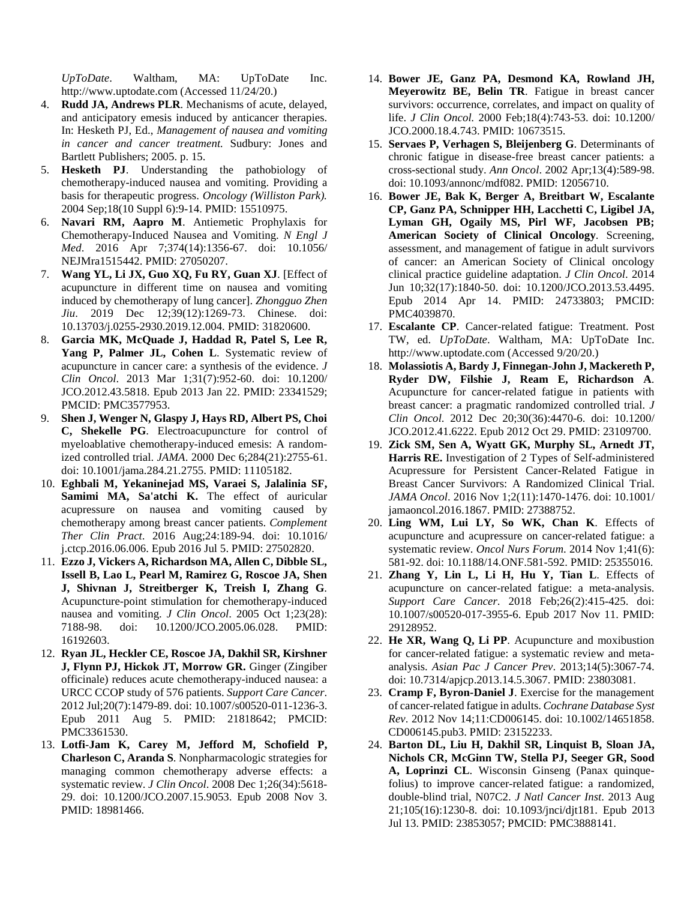*UpToDate*. Waltham, MA: UpToDate Inc. http://www.uptodate.com (Accessed 11/24/20.)

4. **Rudd JA, Andrews PLR**. Mechanisms of acute, delayed, and anticipatory emesis induced by anticancer therapies. In: Hesketh PJ, Ed., *Management of nausea and vomiting in cancer and cancer treatment.* Sudbury: Jones and Bartlett Publishers; 2005. p. 15.
5. **Hesketh PJ**. Understanding the pathobiology of chemotherapy-induced nausea and vomiting. Providing a basis for therapeutic progress. *Oncology (Williston Park).* 2004 Sep;18(10 Suppl 6):9-14. PMID: 15510975.
6. **Navari RM, Aapro M**. Antiemetic Prophylaxis for Chemotherapy-Induced Nausea and Vomiting. *N Engl J Med*. 2016 Apr 7;374(14):1356-67. doi: 10.1056/NEJMra1515442. PMID: 27050207.
7. **Wang YL, Li JX, Guo XQ, Fu RY, Guan XJ**. [Effect of acupuncture in different time on nausea and vomiting induced by chemotherapy of lung cancer]. *Zhongguo Zhen Jiu*. 2019 Dec 12;39(12):1269-73. Chinese. doi: 10.13703/j.0255-2930.2019.12.004. PMID: 31820600.
8. **Garcia MK, McQuade J, Haddad R, Patel S, Lee R, Yang P, Palmer JL, Cohen L**. Systematic review of acupuncture in cancer care: a synthesis of the evidence. *J Clin Oncol*. 2013 Mar 1;31(7):952-60. doi: 10.1200/JCO.2012.43.5818. Epub 2013 Jan 22. PMID: 23341529; PMCID: PMC3577953.
9. **Shen J, Wenger N, Glaspy J, Hays RD, Albert PS, Choi C, Shekelle PG**. Electroacupuncture for control of myeloablative chemotherapy-induced emesis: A randomized controlled trial. *JAMA*. 2000 Dec 6;284(21):2755-61. doi: 10.1001/jama.284.21.2755. PMID: 11105182.
10. **Eghbali M, Yekaninejad MS, Varaei S, Jalalinia SF, Samimi MA, Sa'atchi K.** The effect of auricular acupressure on nausea and vomiting caused by chemotherapy among breast cancer patients. *Complement Ther Clin Pract*. 2016 Aug;24:189-94. doi: 10.1016/j.ctcp.2016.06.006. Epub 2016 Jul 5. PMID: 27502820.
11. **Ezzo J, Vickers A, Richardson MA, Allen C, Dibble SL, Issell B, Lao L, Pearl M, Ramirez G, Roscoe JA, Shen J, Shivnan J, Streitberger K, Treish I, Zhang G**. Acupuncture-point stimulation for chemotherapy-induced nausea and vomiting. *J Clin Oncol*. 2005 Oct 1;23(28): 7188-98. doi: 10.1200/JCO.2005.06.028. PMID: 16192603.
12. **Ryan JL, Heckler CE, Roscoe JA, Dakhil SR, Kirshner J, Flynn PJ, Hickok JT, Morrow GR.** Ginger (Zingiber officinale) reduces acute chemotherapy-induced nausea: a URCC CCOP study of 576 patients. *Support Care Cancer*. 2012 Jul;20(7):1479-89. doi: 10.1007/s00520-011-1236-3. Epub 2011 Aug 5. PMID: 21818642; PMCID: PMC3361530.
13. **Lotfi-Jam K, Carey M, Jefford M, Schofield P, Charleson C, Aranda S**. Nonpharmacologic strategies for managing common chemotherapy adverse effects: a systematic review. *J Clin Oncol*. 2008 Dec 1;26(34):5618-29. doi: 10.1200/JCO.2007.15.9053. Epub 2008 Nov 3. PMID: 18981466.
14. **Bower JE, Ganz PA, Desmond KA, Rowland JH, Meyerowitz BE, Belin TR**. Fatigue in breast cancer survivors: occurrence, correlates, and impact on quality of life. *J Clin Oncol.* 2000 Feb;18(4):743-53. doi: 10.1200/JCO.2000.18.4.743. PMID: 10673515.
15. **Servaes P, Verhagen S, Bleijenberg G**. Determinants of chronic fatigue in disease-free breast cancer patients: a cross-sectional study. *Ann Oncol*. 2002 Apr;13(4):589-98. doi: 10.1093/annonc/mdf082. PMID: 12056710.
16. **Bower JE, Bak K, Berger A, Breitbart W, Escalante CP, Ganz PA, Schnipper HH, Lacchetti C, Ligibel JA, Lyman GH, Ogaily MS, Pirl WF, Jacobsen PB; American Society of Clinical Oncology**. Screening, assessment, and management of fatigue in adult survivors of cancer: an American Society of Clinical oncology clinical practice guideline adaptation. *J Clin Oncol*. 2014 Jun 10;32(17):1840-50. doi: 10.1200/JCO.2013.53.4495. Epub 2014 Apr 14. PMID: 24733803; PMCID: PMC4039870.
17. **Escalante CP**. Cancer-related fatigue: Treatment. Post TW, ed. *UpToDate*. Waltham, MA: UpToDate Inc. http://www.uptodate.com (Accessed 9/20/20.)
18. **Molassiotis A, Bardy J, Finnegan-John J, Mackereth P, Ryder DW, Filshie J, Ream E, Richardson A**. Acupuncture for cancer-related fatigue in patients with breast cancer: a pragmatic randomized controlled trial. *J Clin Oncol.* 2012 Dec 20;30(36):4470-6. doi: 10.1200/JCO.2012.41.6222. Epub 2012 Oct 29. PMID: 23109700.
19. **Zick SM, Sen A, Wyatt GK, Murphy SL, Arnedt JT, Harris RE.** Investigation of 2 Types of Self-administered Acupressure for Persistent Cancer-Related Fatigue in Breast Cancer Survivors: A Randomized Clinical Trial. *JAMA Oncol*. 2016 Nov 1;2(11):1470-1476. doi: 10.1001/jamaoncol.2016.1867. PMID: 27388752.
20. **Ling WM, Lui LY, So WK, Chan K**. Effects of acupuncture and acupressure on cancer-related fatigue: a systematic review. *Oncol Nurs Forum*. 2014 Nov 1;41(6): 581-92. doi: 10.1188/14.ONF.581-592. PMID: 25355016.
21. **Zhang Y, Lin L, Li H, Hu Y, Tian L**. Effects of acupuncture on cancer-related fatigue: a meta-analysis. *Support Care Cancer*. 2018 Feb;26(2):415-425. doi: 10.1007/s00520-017-3955-6. Epub 2017 Nov 11. PMID: 29128952.
22. **He XR, Wang Q, Li PP**. Acupuncture and moxibustion for cancer-related fatigue: a systematic review and meta-analysis. *Asian Pac J Cancer Prev*. 2013;14(5):3067-74. doi: 10.7314/apjcp.2013.14.5.3067. PMID: 23803081.
23. **Cramp F, Byron-Daniel J**. Exercise for the management of cancer-related fatigue in adults. *Cochrane Database Syst Rev*. 2012 Nov 14;11:CD006145. doi: 10.1002/14651858.CD006145.pub3. PMID: 23152233.
24. **Barton DL, Liu H, Dakhil SR, Linquist B, Sloan JA, Nichols CR, McGinn TW, Stella PJ, Seeger GR, Sood A, Loprinzi CL**. Wisconsin Ginseng (Panax quinquefolius) to improve cancer-related fatigue: a randomized, double-blind trial, N07C2. *J Natl Cancer Inst*. 2013 Aug 21;105(16):1230-8. doi: 10.1093/jnci/djt181. Epub 2013 Jul 13. PMID: 23853057; PMCID: PMC3888141.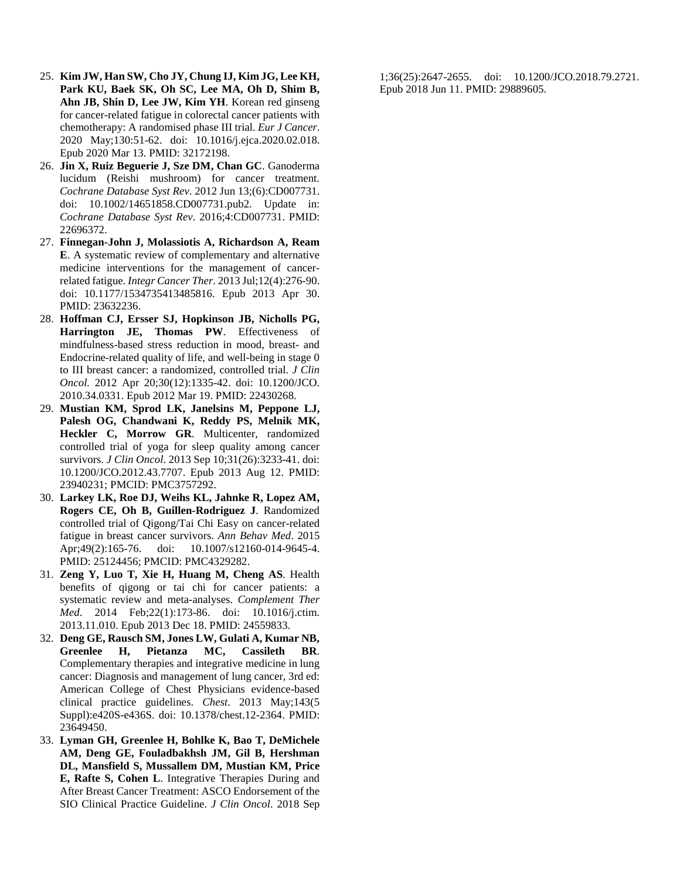25. **Kim JW, Han SW, Cho JY, Chung IJ, Kim JG, Lee KH, Park KU, Baek SK, Oh SC, Lee MA, Oh D, Shim B, Ahn JB, Shin D, Lee JW, Kim YH**. Korean red ginseng for cancer-related fatigue in colorectal cancer patients with chemotherapy: A randomised phase III trial. *Eur J Cancer*. 2020 May;130:51-62. doi: 10.1016/j.ejca.2020.02.018. Epub 2020 Mar 13. PMID: 32172198.
26. **Jin X, Ruiz Beguerie J, Sze DM, Chan GC**. Ganoderma lucidum (Reishi mushroom) for cancer treatment. *Cochrane Database Syst Rev*. 2012 Jun 13;(6):CD007731. doi: 10.1002/14651858.CD007731.pub2. Update in: *Cochrane Database Syst Rev*. 2016;4:CD007731. PMID: 22696372.
27. **Finnegan-John J, Molassiotis A, Richardson A, Ream E**. A systematic review of complementary and alternative medicine interventions for the management of cancer-related fatigue. *Integr Cancer Ther*. 2013 Jul;12(4):276-90. doi: 10.1177/1534735413485816. Epub 2013 Apr 30. PMID: 23632236.
28. **Hoffman CJ, Ersser SJ, Hopkinson JB, Nicholls PG, Harrington JE, Thomas PW**. Effectiveness of mindfulness-based stress reduction in mood, breast- and Endocrine-related quality of life, and well-being in stage 0 to III breast cancer: a randomized, controlled trial. *J Clin Oncol.* 2012 Apr 20;30(12):1335-42. doi: 10.1200/JCO. 2010.34.0331. Epub 2012 Mar 19. PMID: 22430268.
29. **Mustian KM, Sprod LK, Janelsins M, Peppone LJ, Palesh OG, Chandwani K, Reddy PS, Melnik MK, Heckler C, Morrow GR**. Multicenter, randomized controlled trial of yoga for sleep quality among cancer survivors. *J Clin Oncol*. 2013 Sep 10;31(26):3233-41. doi: 10.1200/JCO.2012.43.7707. Epub 2013 Aug 12. PMID: 23940231; PMCID: PMC3757292.
30. **Larkey LK, Roe DJ, Weihs KL, Jahnke R, Lopez AM, Rogers CE, Oh B, Guillen-Rodriguez J**. Randomized controlled trial of Qigong/Tai Chi Easy on cancer-related fatigue in breast cancer survivors. *Ann Behav Med*. 2015 Apr;49(2):165-76. doi: 10.1007/s12160-014-9645-4. PMID: 25124456; PMCID: PMC4329282.
31. **Zeng Y, Luo T, Xie H, Huang M, Cheng AS**. Health benefits of qigong or tai chi for cancer patients: a systematic review and meta-analyses. *Complement Ther Med*. 2014 Feb;22(1):173-86. doi: 10.1016/j.ctim. 2013.11.010. Epub 2013 Dec 18. PMID: 24559833.
32. **Deng GE, Rausch SM, Jones LW, Gulati A, Kumar NB, Greenlee H, Pietanza MC, Cassileth BR**. Complementary therapies and integrative medicine in lung cancer: Diagnosis and management of lung cancer, 3rd ed: American College of Chest Physicians evidence-based clinical practice guidelines. *Chest*. 2013 May;143(5 Suppl):e420S-e436S. doi: 10.1378/chest.12-2364. PMID: 23649450.
33. **Lyman GH, Greenlee H, Bohlke K, Bao T, DeMichele AM, Deng GE, Fouladbakhsh JM, Gil B, Hershman DL, Mansfield S, Mussallem DM, Mustian KM, Price E, Rafte S, Cohen L**. Integrative Therapies During and After Breast Cancer Treatment: ASCO Endorsement of the SIO Clinical Practice Guideline. *J Clin Oncol*. 2018 Sep 1;36(25):2647-2655. doi: 10.1200/JCO.2018.79.2721. Epub 2018 Jun 11. PMID: 29889605.